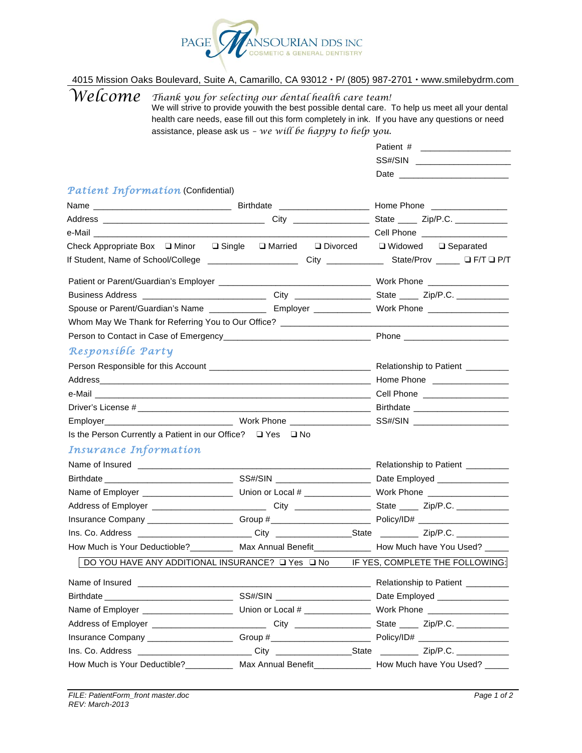PAGE MANSOURIAN DDS INC
COSMETIC & GENERAL DENTISTRY

4015 Mission Oaks Boulevard, Suite A, Camarillo, CA 93012 • P/ (805) 987-2701 • www.smilebydrm.com

# Welcome

*Thank you for selecting our dental health care team!*
We will strive to provide youwith the best possible dental care. To help us meet all your dental health care needs, ease fill out this form completely in ink. If you have any questions or need assistance, please ask us – *we will be happy to help you.*

Patient # ________________
SS#/SIN ________________
Date ________________

## *Patient Information* (Confidential)

Name ______________________ Birthdate ______________ Home Phone ______________

Address ______________________ City ______________ State ____ Zip/P.C. __________

e-Mail ______________________ Cell Phone ______________

Check Appropriate Box ❑ Minor ❑ Single ❑ Married ❑ Divorced ❑ Widowed ❑ Separated

If Student, Name of School/College ______________ City __________ State/Prov _____ ❑ F/T ❑ P/T

Patient or Parent/Guardian's Employer ______________________ Work Phone ______________

Business Address ______________________ City ______________ State ____ Zip/P.C. __________

Spouse or Parent/Guardian's Name __________ Employer __________ Work Phone ______________

Whom May We Thank for Referring You to Our Office? ______________________

Person to Contact in Case of Emergency______________________ Phone ______________

## *Responsible Party*

Person Responsible for this Account ______________________ Relationship to Patient ________

Address______________________ Home Phone ______________

e-Mail ______________________ Cell Phone ______________

Driver's License #______________________ Birthdate ______________

Employer______________ Work Phone ______________ SS#/SIN ______________

Is the Person Currently a Patient in our Office? ❑ Yes ❑ No

## *Insurance Information*

Name of Insured ______________________ Relationship to Patient ________

Birthdate ______________ SS#/SIN ______________ Date Employed ______________

Name of Employer ______________ Union or Local # ______________ Work Phone ______________

Address of Employer ______________ City ______________ State ____ Zip/P.C. __________

Insurance Company ______________ Group #______________ Policy/ID# ______________

Ins. Co. Address ______________ City ______________State ________ Zip/P.C. __________

How Much is Your Deductible?________ Max Annual Benefit__________ How Much have You Used? _____

DO YOU HAVE ANY ADDITIONAL INSURANCE? ❑ Yes ❑ No IF YES, COMPLETE THE FOLLOWING:

Name of Insured ______________________ Relationship to Patient ________

Birthdate ______________ SS#/SIN ______________ Date Employed ______________

Name of Employer ______________ Union or Local # ______________ Work Phone ______________

Address of Employer ______________ City ______________ State ____ Zip/P.C. __________

Insurance Company ______________ Group #______________ Policy/ID# ______________

Ins. Co. Address ______________ City ______________State ________ Zip/P.C. __________

How Much is Your Deductible?________ Max Annual Benefit__________ How Much have You Used? _____

*FILE: PatientForm_front master.doc*
*REV: March-2013*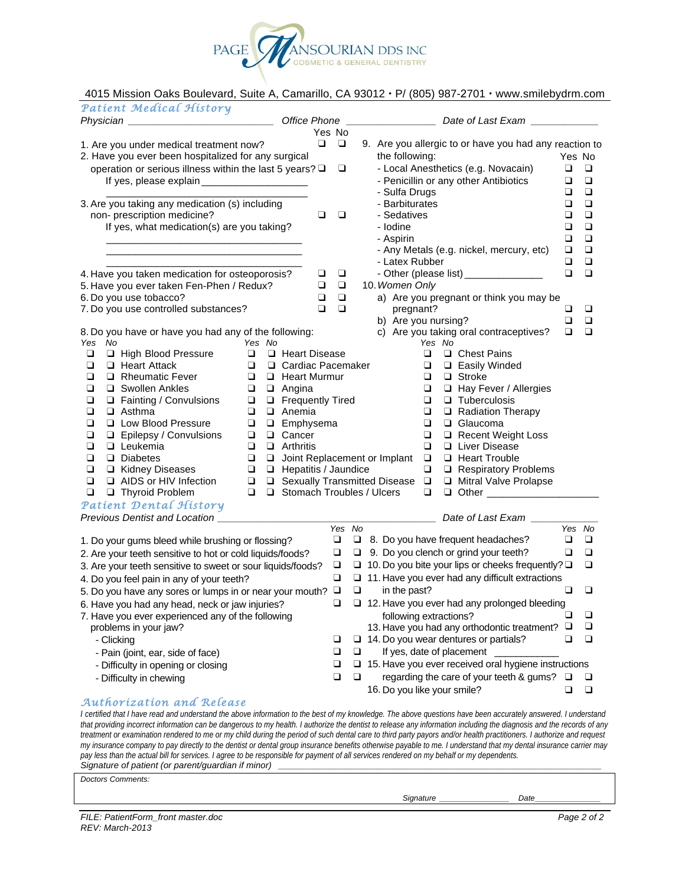PAGE MANSOURIAN DDS INC
COSMETIC & GENERAL DENTISTRY

4015 Mission Oaks Boulevard, Suite A, Camarillo, CA 93012 • P/ (805) 987-2701 • www.smilebydrm.com

## Patient Medical History

*Physician* ________________________ *Office Phone* ______________ *Date of Last Exam* ___________

| | Yes | No |
|---|---|---|
| 1. Are you under medical treatment now? | ❑ | ❑ |
| 2. Have you ever been hospitalized for any surgical operation or serious illness within the last 5 years? | ❑ | ❑ |
| If yes, please explain ___________________ | | |
| 3. Are you taking any medication (s) including non- prescription medicine? | ❑ | ❑ |
| If yes, what medication(s) are you taking? ___________________ | | |
| 4. Have you taken medication for osteoporosis? | ❑ | ❑ |
| 5. Have you ever taken Fen-Phen / Redux? | ❑ | ❑ |
| 6. Do you use tobacco? | ❑ | ❑ |
| 7. Do you use controlled substances? | ❑ | ❑ |

9. Are you allergic to or have you had any reaction to the following:

| | Yes | No |
|---|---|---|
| - Local Anesthetics (e.g. Novacain) | ❑ | ❑ |
| - Penicillin or any other Antibiotics | ❑ | ❑ |
| - Sulfa Drugs | ❑ | ❑ |
| - Barbiturates | ❑ | ❑ |
| - Sedatives | ❑ | ❑ |
| - Iodine | ❑ | ❑ |
| - Aspirin | ❑ | ❑ |
| - Any Metals (e.g. nickel, mercury, etc) | ❑ | ❑ |
| - Latex Rubber | ❑ | ❑ |
| - Other (please list) ______________ | ❑ | ❑ |

10. *Women Only*

| | Yes | No |
|---|---|---|
| a) Are you pregnant or think you may be pregnant? | ❑ | ❑ |
| b) Are you nursing? | ❑ | ❑ |
| c) Are you taking oral contraceptives? | ❑ | ❑ |

8. Do you have or have you had any of the following:

| Yes | No | | Yes | No | | Yes | No | |
|---|---|---|---|---|---|---|---|---|
| ❑ | ❑ | High Blood Pressure | ❑ | ❑ | Heart Disease | ❑ | ❑ | Chest Pains |
| ❑ | ❑ | Heart Attack | ❑ | ❑ | Cardiac Pacemaker | ❑ | ❑ | Easily Winded |
| ❑ | ❑ | Rheumatic Fever | ❑ | ❑ | Heart Murmur | ❑ | ❑ | Stroke |
| ❑ | ❑ | Swollen Ankles | ❑ | ❑ | Angina | ❑ | ❑ | Hay Fever / Allergies |
| ❑ | ❑ | Fainting / Convulsions | ❑ | ❑ | Frequently Tired | ❑ | ❑ | Tuberculosis |
| ❑ | ❑ | Asthma | ❑ | ❑ | Anemia | ❑ | ❑ | Radiation Therapy |
| ❑ | ❑ | Low Blood Pressure | ❑ | ❑ | Emphysema | ❑ | ❑ | Glaucoma |
| ❑ | ❑ | Epilepsy / Convulsions | ❑ | ❑ | Cancer | ❑ | ❑ | Recent Weight Loss |
| ❑ | ❑ | Leukemia | ❑ | ❑ | Arthritis | ❑ | ❑ | Liver Disease |
| ❑ | ❑ | Diabetes | ❑ | ❑ | Joint Replacement or Implant | ❑ | ❑ | Heart Trouble |
| ❑ | ❑ | Kidney Diseases | ❑ | ❑ | Hepatitis / Jaundice | ❑ | ❑ | Respiratory Problems |
| ❑ | ❑ | AIDS or HIV Infection | ❑ | ❑ | Sexually Transmitted Disease | ❑ | ❑ | Mitral Valve Prolapse |
| ❑ | ❑ | Thyroid Problem | ❑ | ❑ | Stomach Troubles / Ulcers | ❑ | ❑ | Other ________________ |

## Patient Dental History

*Previous Dentist and Location* ______________________________ *Date of Last Exam* __________

| | Yes | No |
|---|---|---|
| 1. Do your gums bleed while brushing or flossing? | ❑ | ❑ |
| 2. Are your teeth sensitive to hot or cold liquids/foods? | ❑ | ❑ |
| 3. Are your teeth sensitive to sweet or sour liquids/foods? | ❑ | ❑ |
| 4. Do you feel pain in any of your teeth? | ❑ | ❑ |
| 5. Do you have any sores or lumps in or near your mouth? | ❑ | ❑ |
| 6. Have you had any head, neck or jaw injuries? | ❑ | ❑ |
| 7. Have you ever experienced any of the following problems in your jaw? | | |
| - Clicking | ❑ | ❑ |
| - Pain (joint, ear, side of face) | ❑ | ❑ |
| - Difficulty in opening or closing | ❑ | ❑ |
| - Difficulty in chewing | ❑ | ❑ |

| | Yes | No |
|---|---|---|
| 8. Do you have frequent headaches? | ❑ | ❑ |
| 9. Do you clench or grind your teeth? | ❑ | ❑ |
| 10. Do you bite your lips or cheeks frequently? | ❑ | ❑ |
| 11. Have you ever had any difficult extractions in the past? | ❑ | ❑ |
| 12. Have you ever had any prolonged bleeding following extractions? | ❑ | ❑ |
| 13. Have you had any orthodontic treatment? | ❑ | ❑ |
| 14. Do you wear dentures or partials? | ❑ | ❑ |
| If yes, date of placement ___________ | | |
| 15. Have you ever received oral hygiene instructions regarding the care of your teeth & gums? | ❑ | ❑ |
| 16. Do you like your smile? | ❑ | ❑ |

## Authorization and Release

*I certified that I have read and understand the above information to the best of my knowledge. The above questions have been accurately answered. I understand that providing incorrect information can be dangerous to my health. I authorize the dentist to release any information including the diagnosis and the records of any treatment or examination rendered to me or my child during the period of such dental care to third party payors and/or health practitioners. I authorize and request my insurance company to pay directly to the dentist or dental group insurance benefits otherwise payable to me. I understand that my dental insurance carrier may pay less than the actual bill for services. I agree to be responsible for payment of all services rendered on my behalf or my dependents.*

*Signature of patient (or parent/guardian if minor)* ____________________________________________

*Doctors Comments:*

*Signature* _______________ *Date* _______________

*FILE: PatientForm_front master.doc*
*REV: March-2013*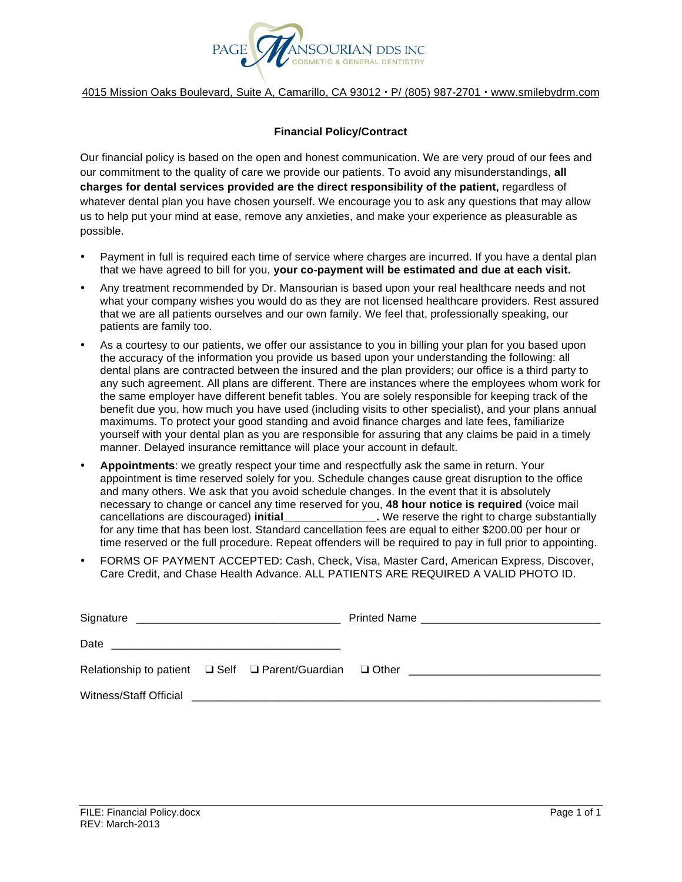PAGE MANSOURIAN DDS INC
COSMETIC & GENERAL DENTISTRY

4015 Mission Oaks Boulevard, Suite A, Camarillo, CA 93012 • P/ (805) 987-2701 • www.smilebydrm.com

## Financial Policy/Contract

Our financial policy is based on the open and honest communication. We are very proud of our fees and our commitment to the quality of care we provide our patients. To avoid any misunderstandings, **all charges for dental services provided are the direct responsibility of the patient,** regardless of whatever dental plan you have chosen yourself. We encourage you to ask any questions that may allow us to help put your mind at ease, remove any anxieties, and make your experience as pleasurable as possible.

- Payment in full is required each time of service where charges are incurred. If you have a dental plan that we have agreed to bill for you, **your co-payment will be estimated and due at each visit.**
- Any treatment recommended by Dr. Mansourian is based upon your real healthcare needs and not what your company wishes you would do as they are not licensed healthcare providers. Rest assured that we are all patients ourselves and our own family. We feel that, professionally speaking, our patients are family too.
- As a courtesy to our patients, we offer our assistance to you in billing your plan for you based upon the accuracy of the information you provide us based upon your understanding the following: all dental plans are contracted between the insured and the plan providers; our office is a third party to any such agreement. All plans are different. There are instances where the employees whom work for the same employer have different benefit tables. You are solely responsible for keeping track of the benefit due you, how much you have used (including visits to other specialist), and your plans annual maximums. To protect your good standing and avoid finance charges and late fees, familiarize yourself with your dental plan as you are responsible for assuring that any claims be paid in a timely manner. Delayed insurance remittance will place your account in default.
- **Appointments**: we greatly respect your time and respectfully ask the same in return. Your appointment is time reserved solely for you. Schedule changes cause great disruption to the office and many others. We ask that you avoid schedule changes. In the event that it is absolutely necessary to change or cancel any time reserved for you, **48 hour notice is required** (voice mail cancellations are discouraged) **initial_______________.** We reserve the right to charge substantially for any time that has been lost. Standard cancellation fees are equal to either $200.00 per hour or time reserved or the full procedure. Repeat offenders will be required to pay in full prior to appointing.
- FORMS OF PAYMENT ACCEPTED: Cash, Check, Visa, Master Card, American Express, Discover, Care Credit, and Chase Health Advance. ALL PATIENTS ARE REQUIRED A VALID PHOTO ID.

Signature ________________________________ Printed Name ____________________________

Date ____________________________________

Relationship to patient ❑ Self ❑ Parent/Guardian ❑ Other ______________________________

Witness/Staff Official ________________________________________________________________

FILE: Financial Policy.docx
REV: March-2013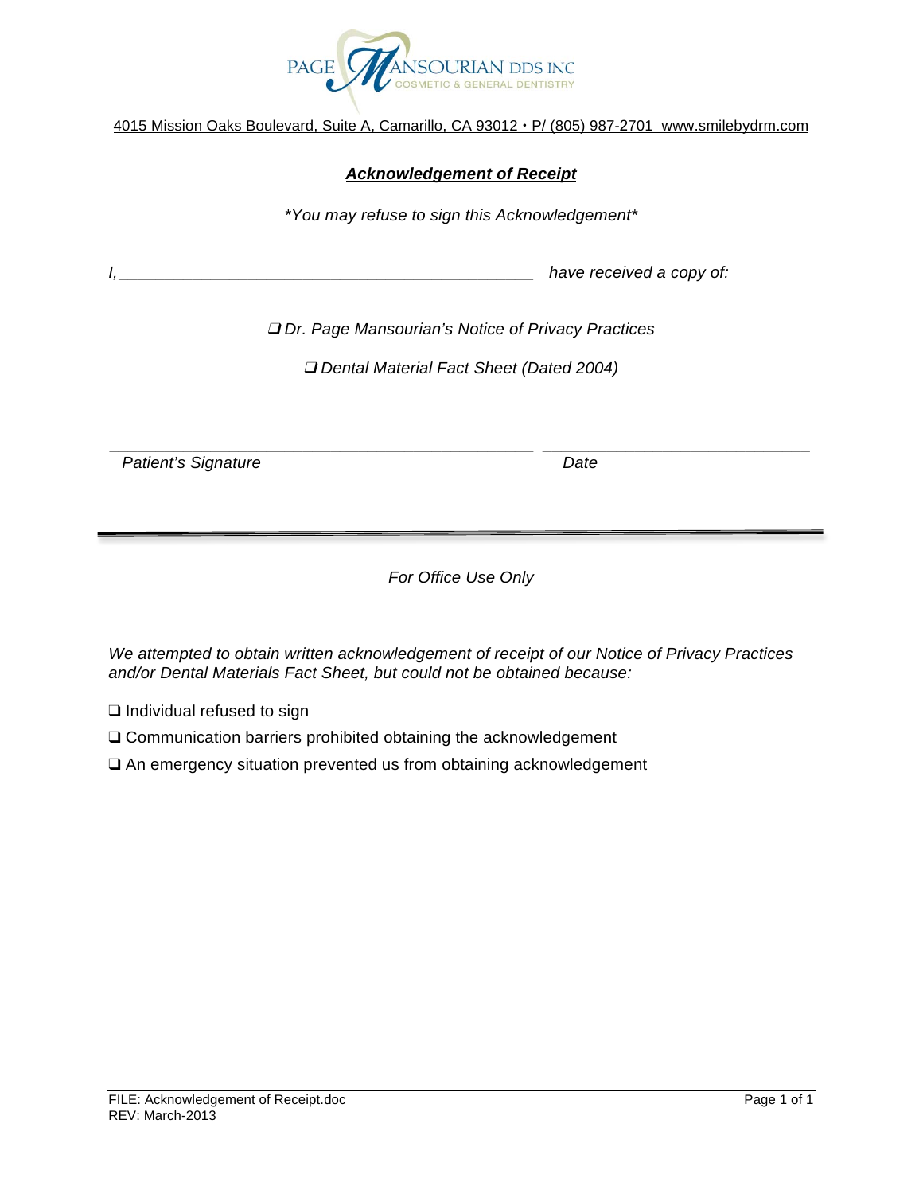PAGE MANSOURIAN DDS INC
COSMETIC & GENERAL DENTISTRY

4015 Mission Oaks Boulevard, Suite A, Camarillo, CA 93012 • P/ (805) 987-2701 www.smilebydrm.com

## ***Acknowledgement of Receipt***

*\*You may refuse to sign this Acknowledgement\**

*I, \_\_\_\_\_\_\_\_\_\_\_\_\_\_\_\_\_\_\_\_\_\_\_\_\_\_\_\_\_\_\_\_\_\_\_\_\_\_\_\_\_\_\_\_ have received a copy of:*

❑ *Dr. Page Mansourian's Notice of Privacy Practices*

❑ *Dental Material Fact Sheet (Dated 2004)*

\_\_\_\_\_\_\_\_\_\_\_\_\_\_\_\_\_\_\_\_\_\_\_\_\_\_\_\_\_\_\_\_\_\_\_\_\_\_\_\_\_\_\_\_ \_\_\_\_\_\_\_\_\_\_\_\_\_\_\_\_\_\_\_\_\_\_\_\_\_\_\_\_\_\_

*Patient's Signature* *Date*

---

*For Office Use Only*

*We attempted to obtain written acknowledgement of receipt of our Notice of Privacy Practices and/or Dental Materials Fact Sheet, but could not be obtained because:*

❑ Individual refused to sign

❑ Communication barriers prohibited obtaining the acknowledgement

❑ An emergency situation prevented us from obtaining acknowledgement

FILE: Acknowledgement of Receipt.doc
REV: March-2013